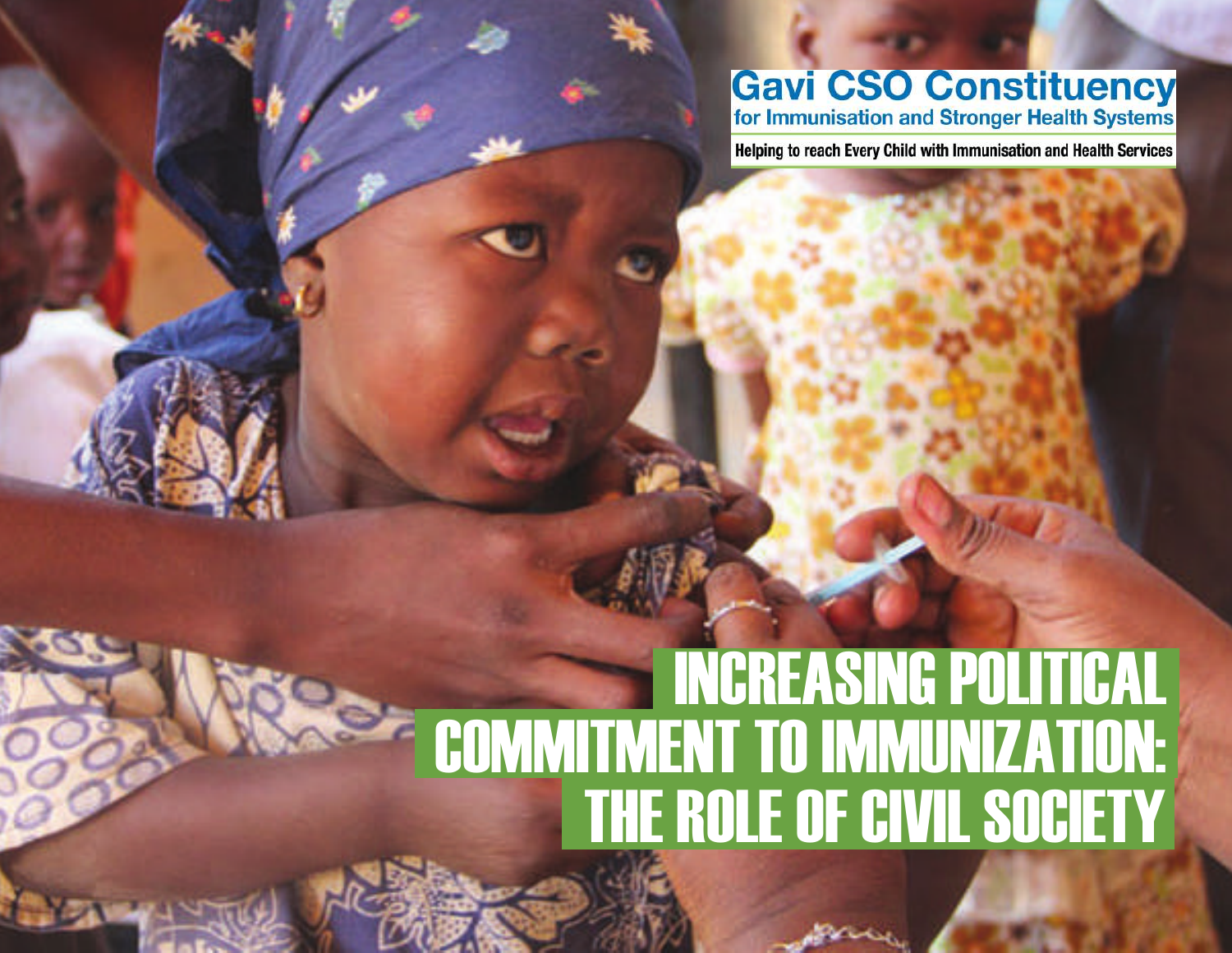**Gavi CSO Constituency**
**for Immunisation and Stronger Health Systems**

Helping to reach Every Child with Immunisation and Health Services

# INCREASING POLITICAL COMMITMENT TO IMMUNIZATION: THE ROLE OF CIVIL SOCIETY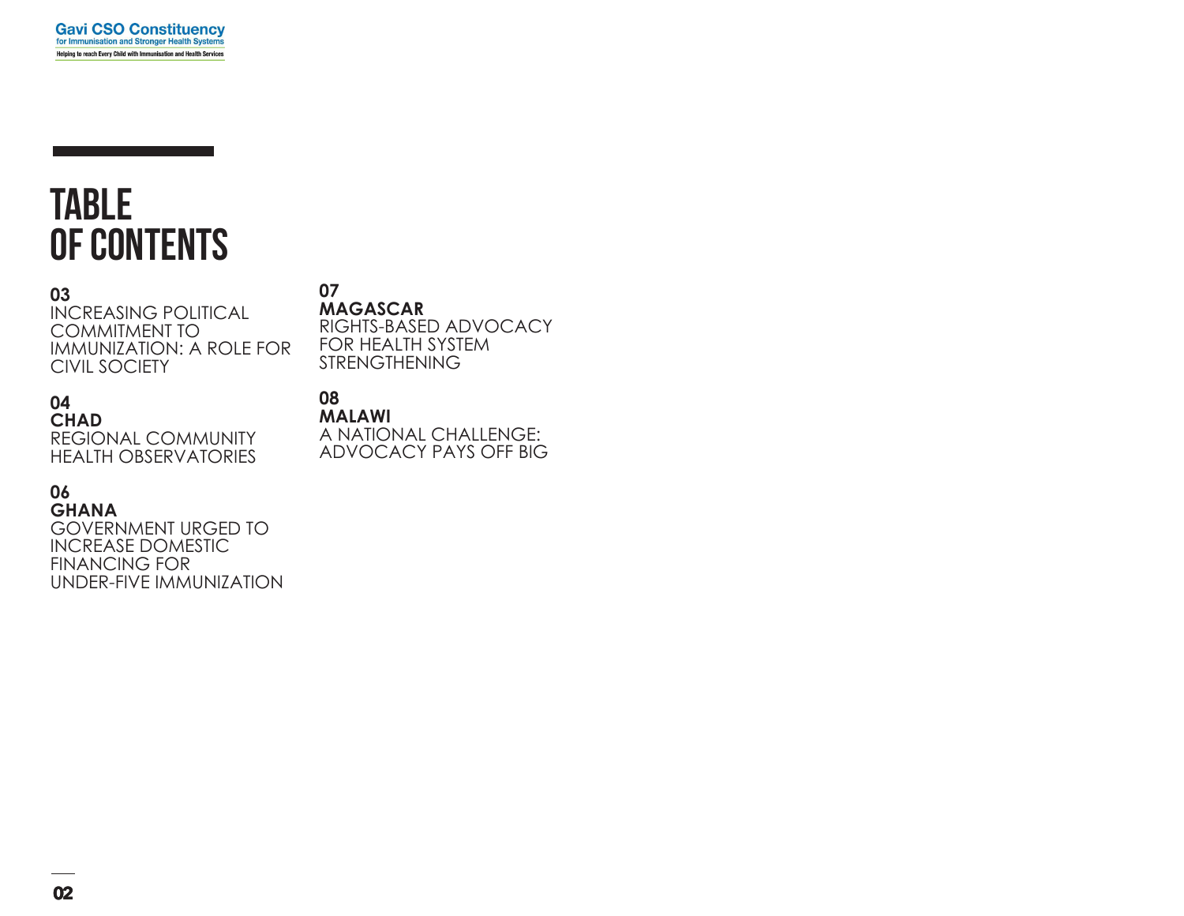# TABLE OF CONTENTS

**03**
INCREASING POLITICAL COMMITMENT TO IMMUNIZATION: A ROLE FOR CIVIL SOCIETY

**04**
**CHAD**
REGIONAL COMMUNITY HEALTH OBSERVATORIES

**06**
**GHANA**
GOVERNMENT URGED TO INCREASE DOMESTIC FINANCING FOR UNDER-FIVE IMMUNIZATION

**07**
**MAGASCAR**
RIGHTS-BASED ADVOCACY FOR HEALTH SYSTEM STRENGTHENING

**08**
**MALAWI**
A NATIONAL CHALLENGE: ADVOCACY PAYS OFF BIG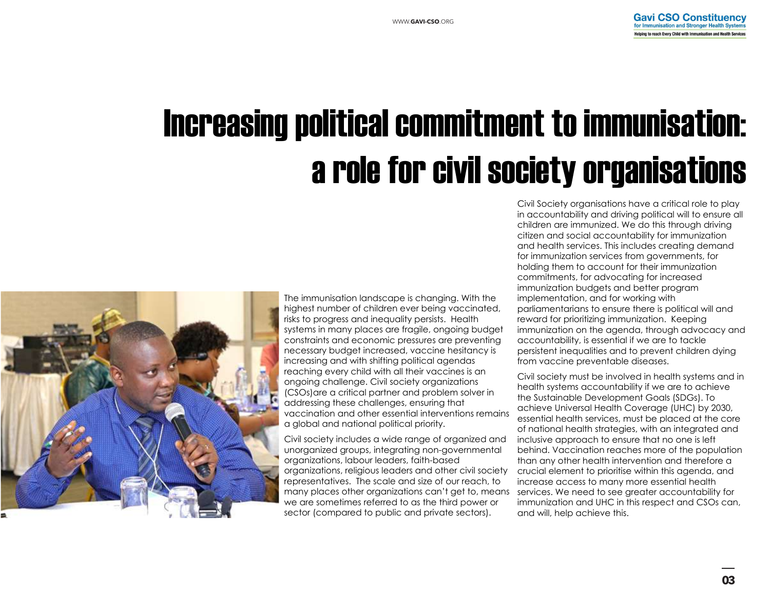# Increasing political commitment to immunisation: a role for civil society organisations

The immunisation landscape is changing. With the highest number of children ever being vaccinated, risks to progress and inequality persists. Health systems in many places are fragile, ongoing budget constraints and economic pressures are preventing necessary budget increased, vaccine hesitancy is increasing and with shifting political agendas reaching every child with all their vaccines is an ongoing challenge. Civil society organizations (CSOs)are a critical partner and problem solver in addressing these challenges, ensuring that vaccination and other essential interventions remains a global and national political priority.

Civil society includes a wide range of organized and unorganized groups, integrating non-governmental organizations, labour leaders, faith-based organizations, religious leaders and other civil society representatives. The scale and size of our reach, to many places other organizations can't get to, means we are sometimes referred to as the third power or sector (compared to public and private sectors).

Civil Society organisations have a critical role to play in accountability and driving political will to ensure all children are immunized. We do this through driving citizen and social accountability for immunization and health services. This includes creating demand for immunization services from governments, for holding them to account for their immunization commitments, for advocating for increased immunization budgets and better program implementation, and for working with parliamentarians to ensure there is political will and reward for prioritizing immunization. Keeping immunization on the agenda, through advocacy and accountability, is essential if we are to tackle persistent inequalities and to prevent children dying from vaccine preventable diseases.

Civil society must be involved in health systems and in health systems accountability if we are to achieve the Sustainable Development Goals (SDGs). To achieve Universal Health Coverage (UHC) by 2030, essential health services, must be placed at the core of national health strategies, with an integrated and inclusive approach to ensure that no one is left behind. Vaccination reaches more of the population than any other health intervention and therefore a crucial element to prioritise within this agenda, and increase access to many more essential health services. We need to see greater accountability for immunization and UHC in this respect and CSOs can, and will, help achieve this.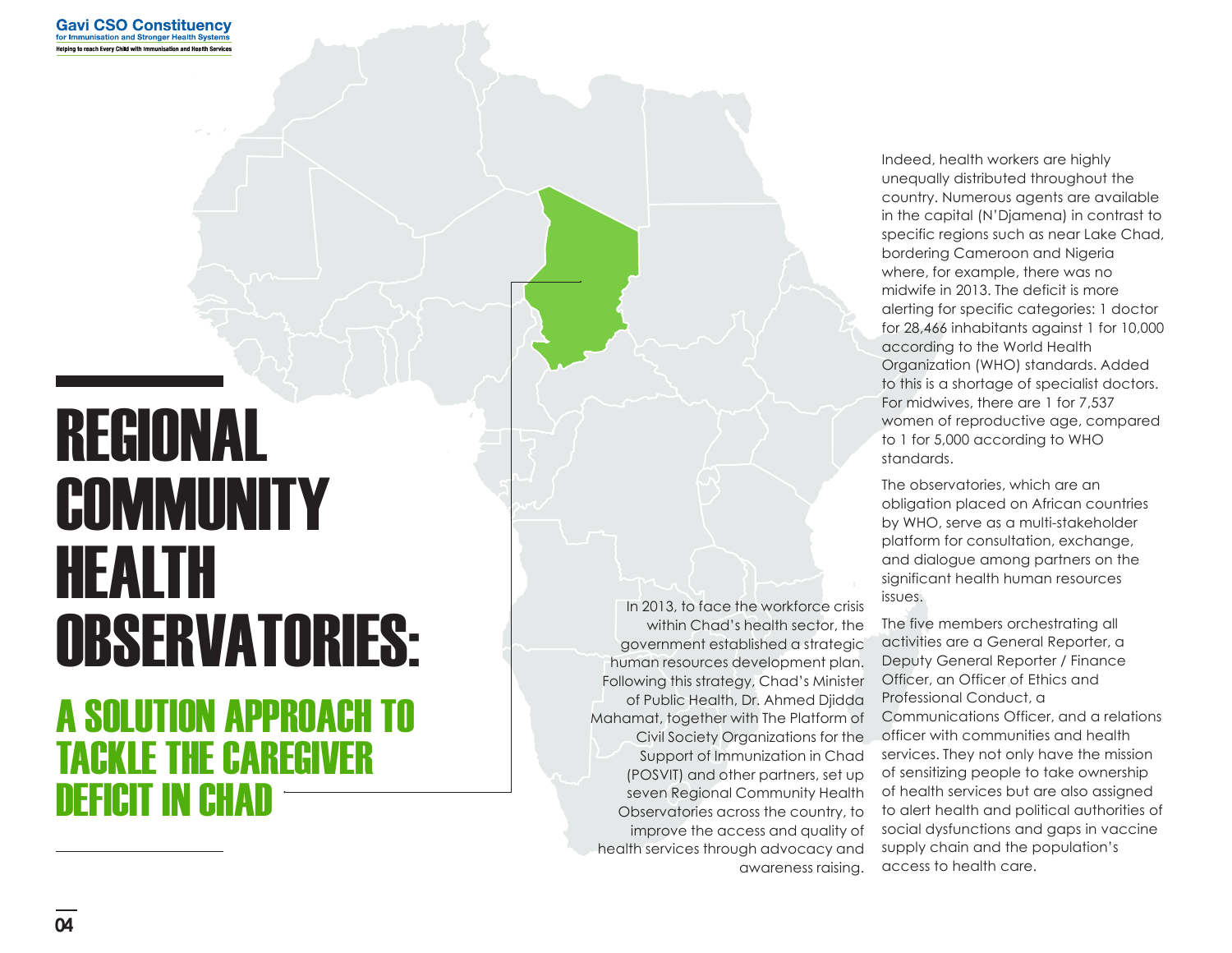# REGIONAL COMMUNITY HEALTH OBSERVATORIES:

## A SOLUTION APPROACH TO TACKLE THE CAREGIVER DEFICIT IN CHAD

In 2013, to face the workforce crisis within Chad's health sector, the government established a strategic human resources development plan. Following this strategy, Chad's Minister of Public Health, Dr. Ahmed Djidda Mahamat, together with The Platform of Civil Society Organizations for the Support of Immunization in Chad (POSVIT) and other partners, set up seven Regional Community Health Observatories across the country, to improve the access and quality of health services through advocacy and awareness raising.

Indeed, health workers are highly unequally distributed throughout the country. Numerous agents are available in the capital (N'Djamena) in contrast to specific regions such as near Lake Chad, bordering Cameroon and Nigeria where, for example, there was no midwife in 2013. The deficit is more alerting for specific categories: 1 doctor for 28,466 inhabitants against 1 for 10,000 according to the World Health Organization (WHO) standards. Added to this is a shortage of specialist doctors. For midwives, there are 1 for 7,537 women of reproductive age, compared to 1 for 5,000 according to WHO standards.

The observatories, which are an obligation placed on African countries by WHO, serve as a multi-stakeholder platform for consultation, exchange, and dialogue among partners on the significant health human resources issues.

The five members orchestrating all activities are a General Reporter, a Deputy General Reporter / Finance Officer, an Officer of Ethics and Professional Conduct, a Communications Officer, and a relations officer with communities and health services. They not only have the mission of sensitizing people to take ownership of health services but are also assigned to alert health and political authorities of social dysfunctions and gaps in vaccine supply chain and the population's access to health care.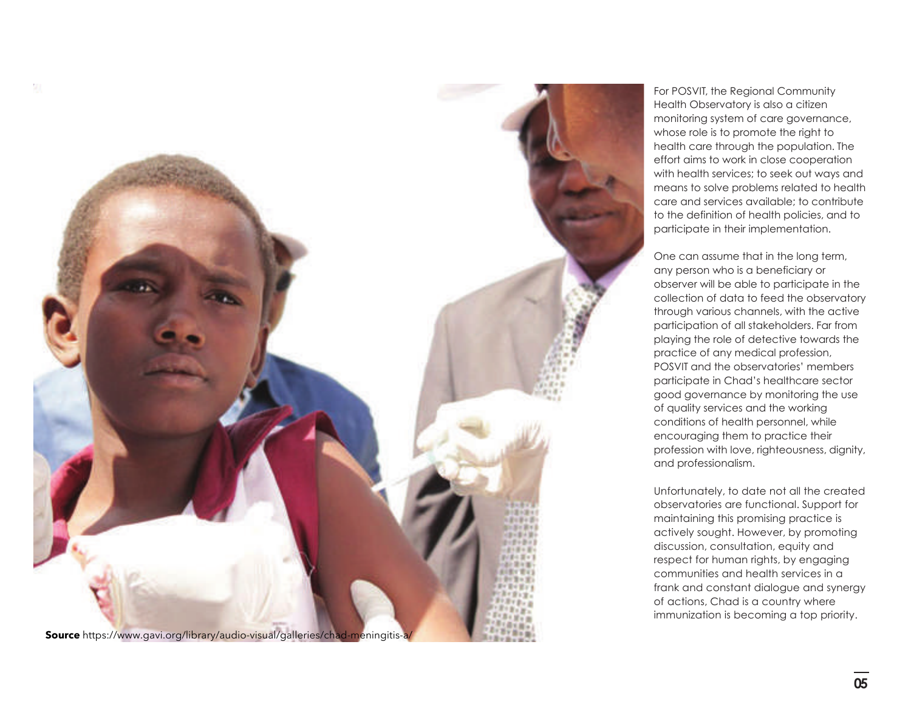**Source** https://www.gavi.org/library/audio-visual/galleries/chad-meningitis-a/

For POSVIT, the Regional Community Health Observatory is also a citizen monitoring system of care governance, whose role is to promote the right to health care through the population. The effort aims to work in close cooperation with health services; to seek out ways and means to solve problems related to health care and services available; to contribute to the definition of health policies, and to participate in their implementation.

One can assume that in the long term, any person who is a beneficiary or observer will be able to participate in the collection of data to feed the observatory through various channels, with the active participation of all stakeholders. Far from playing the role of detective towards the practice of any medical profession, POSVIT and the observatories' members participate in Chad's healthcare sector good governance by monitoring the use of quality services and the working conditions of health personnel, while encouraging them to practice their profession with love, righteousness, dignity, and professionalism.

Unfortunately, to date not all the created observatories are functional. Support for maintaining this promising practice is actively sought. However, by promoting discussion, consultation, equity and respect for human rights, by engaging communities and health services in a frank and constant dialogue and synergy of actions, Chad is a country where immunization is becoming a top priority.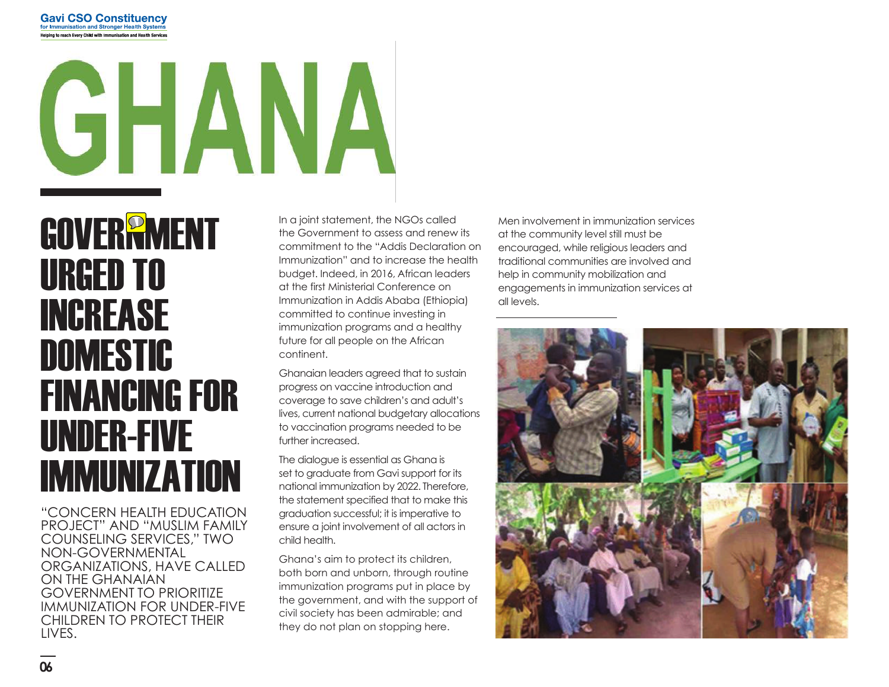# GHANA

## GOVERNMENT URGED TO INCREASE DOMESTIC FINANCING FOR UNDER-FIVE IMMUNIZATION

"CONCERN HEALTH EDUCATION PROJECT" AND "MUSLIM FAMILY COUNSELING SERVICES," TWO NON-GOVERNMENTAL ORGANIZATIONS, HAVE CALLED ON THE GHANAIAN GOVERNMENT TO PRIORITIZE IMMUNIZATION FOR UNDER-FIVE CHILDREN TO PROTECT THEIR LIVES.

In a joint statement, the NGOs called the Government to assess and renew its commitment to the "Addis Declaration on Immunization" and to increase the health budget. Indeed, in 2016, African leaders at the first Ministerial Conference on Immunization in Addis Ababa (Ethiopia) committed to continue investing in immunization programs and a healthy future for all people on the African continent.

Ghanaian leaders agreed that to sustain progress on vaccine introduction and coverage to save children's and adult's lives, current national budgetary allocations to vaccination programs needed to be further increased.

The dialogue is essential as Ghana is set to graduate from Gavi support for its national immunization by 2022. Therefore, the statement specified that to make this graduation successful; it is imperative to ensure a joint involvement of all actors in child health.

Ghana's aim to protect its children, both born and unborn, through routine immunization programs put in place by the government, and with the support of civil society has been admirable; and they do not plan on stopping here.

Men involvement in immunization services at the community level still must be encouraged, while religious leaders and traditional communities are involved and help in community mobilization and engagements in immunization services at all levels.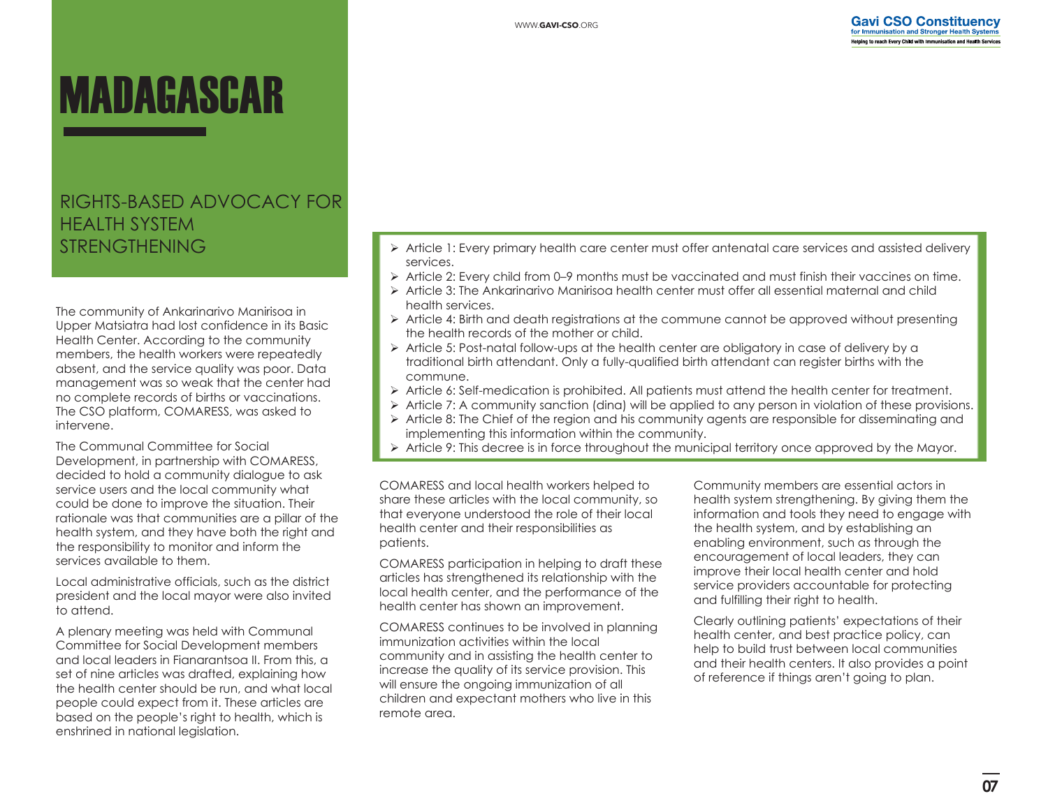# MADAGASCAR

## RIGHTS-BASED ADVOCACY FOR HEALTH SYSTEM STRENGTHENING

The community of Ankarinarivo Manirisoa in Upper Matsiatra had lost confidence in its Basic Health Center. According to the community members, the health workers were repeatedly absent, and the service quality was poor. Data management was so weak that the center had no complete records of births or vaccinations. The CSO platform, COMARESS, was asked to intervene.

The Communal Committee for Social Development, in partnership with COMARESS, decided to hold a community dialogue to ask service users and the local community what could be done to improve the situation. Their rationale was that communities are a pillar of the health system, and they have both the right and the responsibility to monitor and inform the services available to them.

Local administrative officials, such as the district president and the local mayor were also invited to attend.

A plenary meeting was held with Communal Committee for Social Development members and local leaders in Fianarantsoa II. From this, a set of nine articles was drafted, explaining how the health center should be run, and what local people could expect from it. These articles are based on the people's right to health, which is enshrined in national legislation.

- Article 1: Every primary health care center must offer antenatal care services and assisted delivery services.
- Article 2: Every child from 0–9 months must be vaccinated and must finish their vaccines on time.
- Article 3: The Ankarinarivo Manirisoa health center must offer all essential maternal and child health services.
- Article 4: Birth and death registrations at the commune cannot be approved without presenting the health records of the mother or child.
- Article 5: Post-natal follow-ups at the health center are obligatory in case of delivery by a traditional birth attendant. Only a fully-qualified birth attendant can register births with the commune.
- Article 6: Self-medication is prohibited. All patients must attend the health center for treatment.
- Article 7: A community sanction (dina) will be applied to any person in violation of these provisions.
- Article 8: The Chief of the region and his community agents are responsible for disseminating and implementing this information within the community.
- Article 9: This decree is in force throughout the municipal territory once approved by the Mayor.

COMARESS and local health workers helped to share these articles with the local community, so that everyone understood the role of their local health center and their responsibilities as patients.

COMARESS participation in helping to draft these articles has strengthened its relationship with the local health center, and the performance of the health center has shown an improvement.

COMARESS continues to be involved in planning immunization activities within the local community and in assisting the health center to increase the quality of its service provision. This will ensure the ongoing immunization of all children and expectant mothers who live in this remote area.

Community members are essential actors in health system strengthening. By giving them the information and tools they need to engage with the health system, and by establishing an enabling environment, such as through the encouragement of local leaders, they can improve their local health center and hold service providers accountable for protecting and fulfilling their right to health.

Clearly outlining patients' expectations of their health center, and best practice policy, can help to build trust between local communities and their health centers. It also provides a point of reference if things aren't going to plan.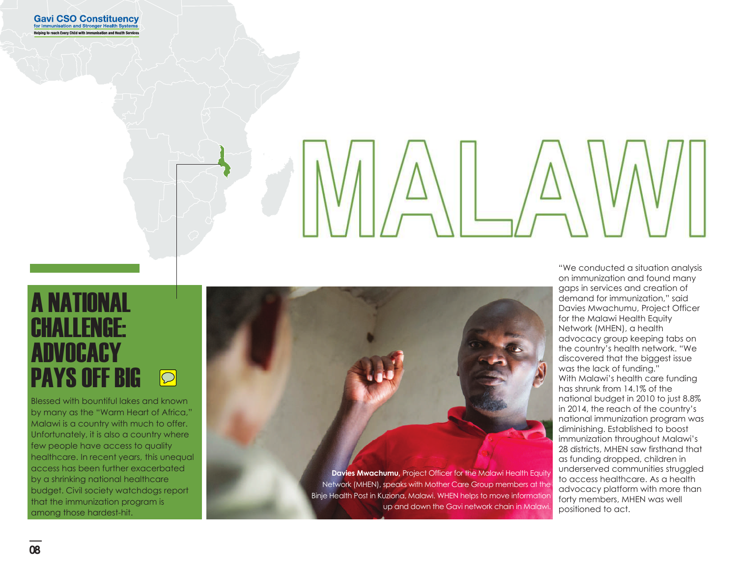# MALAWI

## A NATIONAL CHALLENGE: ADVOCACY PAYS OFF BIG

Blessed with bountiful lakes and known by many as the "Warm Heart of Africa," Malawi is a country with much to offer. Unfortunately, it is also a country where few people have access to quality healthcare. In recent years, this unequal access has been further exacerbated by a shrinking national healthcare budget. Civil society watchdogs report that the immunization program is among those hardest-hit.

**Davies Mwachumu,** Project Officer for the Malawi Health Equity Network (MHEN), speaks with Mother Care Group members at the Binje Health Post in Kuziona, Malawi. WHEN helps to move information up and down the Gavi network chain in Malawi.

"We conducted a situation analysis on immunization and found many gaps in services and creation of demand for immunization," said Davies Mwachumu, Project Officer for the Malawi Health Equity Network (MHEN), a health advocacy group keeping tabs on the country's health network. "We discovered that the biggest issue was the lack of funding."

With Malawi's health care funding has shrunk from 14.1% of the national budget in 2010 to just 8.8% in 2014, the reach of the country's national immunization program was diminishing. Established to boost immunization throughout Malawi's 28 districts, MHEN saw firsthand that as funding dropped, children in underserved communities struggled to access healthcare. As a health advocacy platform with more than forty members, MHEN was well positioned to act.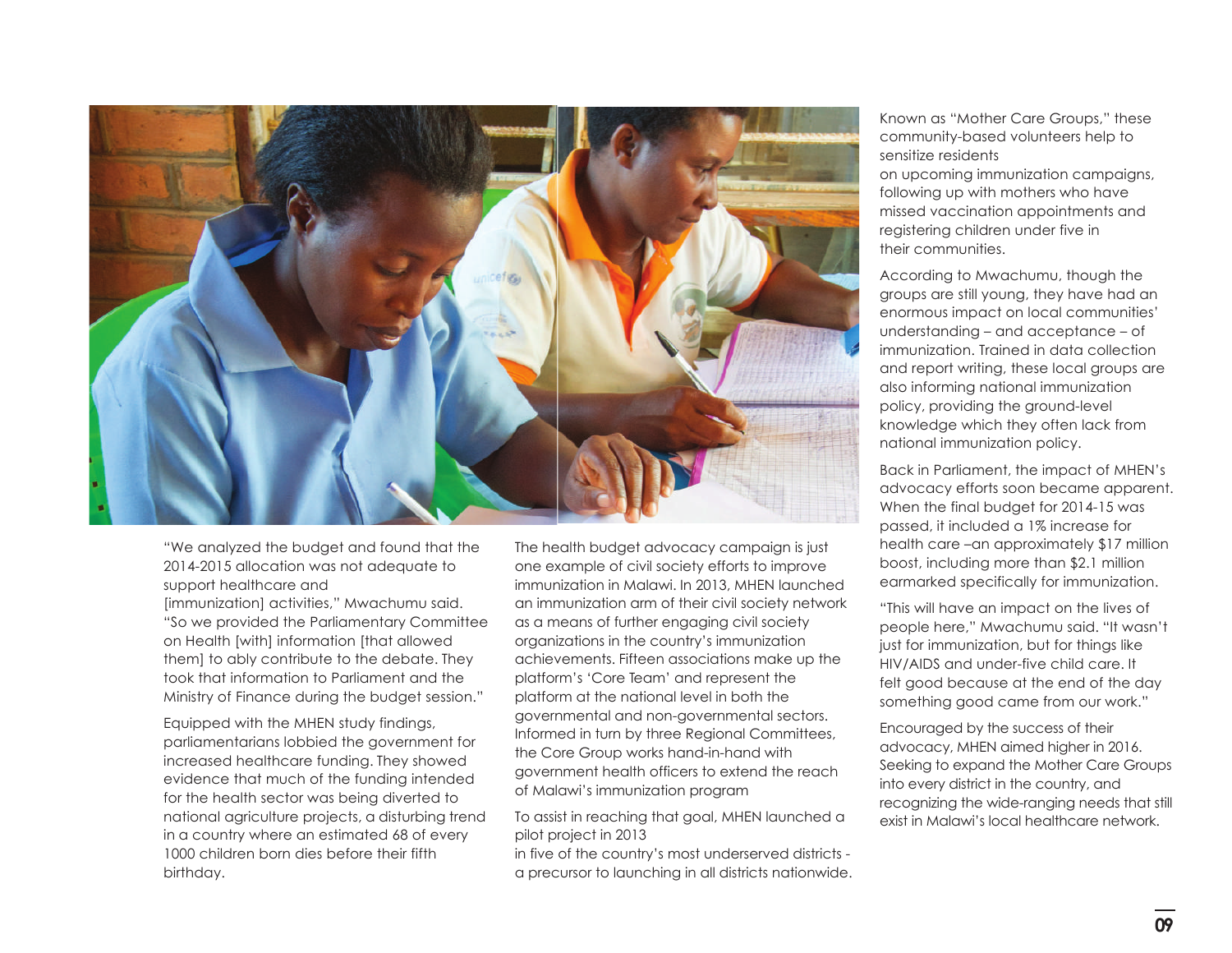"We analyzed the budget and found that the 2014-2015 allocation was not adequate to support healthcare and [immunization] activities," Mwachumu said. "So we provided the Parliamentary Committee on Health [with] information [that allowed them] to ably contribute to the debate. They took that information to Parliament and the Ministry of Finance during the budget session."

Equipped with the MHEN study findings, parliamentarians lobbied the government for increased healthcare funding. They showed evidence that much of the funding intended for the health sector was being diverted to national agriculture projects, a disturbing trend in a country where an estimated 68 of every 1000 children born dies before their fifth birthday.

The health budget advocacy campaign is just one example of civil society efforts to improve immunization in Malawi. In 2013, MHEN launched an immunization arm of their civil society network as a means of further engaging civil society organizations in the country's immunization achievements. Fifteen associations make up the platform's 'Core Team' and represent the platform at the national level in both the governmental and non-governmental sectors. Informed in turn by three Regional Committees, the Core Group works hand-in-hand with government health officers to extend the reach of Malawi's immunization program

To assist in reaching that goal, MHEN launched a pilot project in 2013 in five of the country's most underserved districts - a precursor to launching in all districts nationwide.

Known as "Mother Care Groups," these community-based volunteers help to sensitize residents on upcoming immunization campaigns, following up with mothers who have missed vaccination appointments and registering children under five in their communities.

According to Mwachumu, though the groups are still young, they have had an enormous impact on local communities' understanding – and acceptance – of immunization. Trained in data collection and report writing, these local groups are also informing national immunization policy, providing the ground-level knowledge which they often lack from national immunization policy.

Back in Parliament, the impact of MHEN's advocacy efforts soon became apparent. When the final budget for 2014-15 was passed, it included a 1% increase for health care –an approximately $17 million boost, including more than $2.1 million earmarked specifically for immunization.

"This will have an impact on the lives of people here," Mwachumu said. "It wasn't just for immunization, but for things like HIV/AIDS and under-five child care. It felt good because at the end of the day something good came from our work."

Encouraged by the success of their advocacy, MHEN aimed higher in 2016. Seeking to expand the Mother Care Groups into every district in the country, and recognizing the wide-ranging needs that still exist in Malawi's local healthcare network.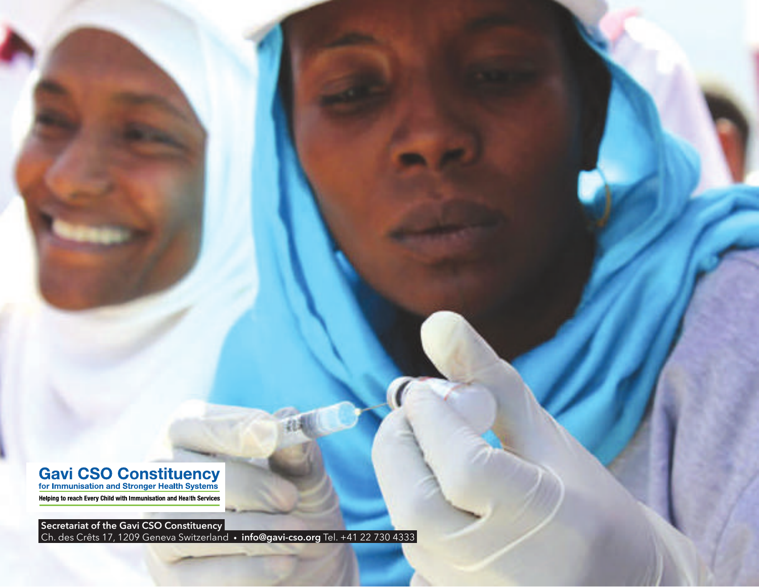**Gavi CSO Constituency**
**for Immunisation and Stronger Health Systems**

**Helping to reach Every Child with Immunisation and Health Services**

**Secretariat of the Gavi CSO Constituency**
Ch. des Crêts 17, 1209 Geneva Switzerland • **info@gavi-cso.org** Tel. +41 22 730 4333